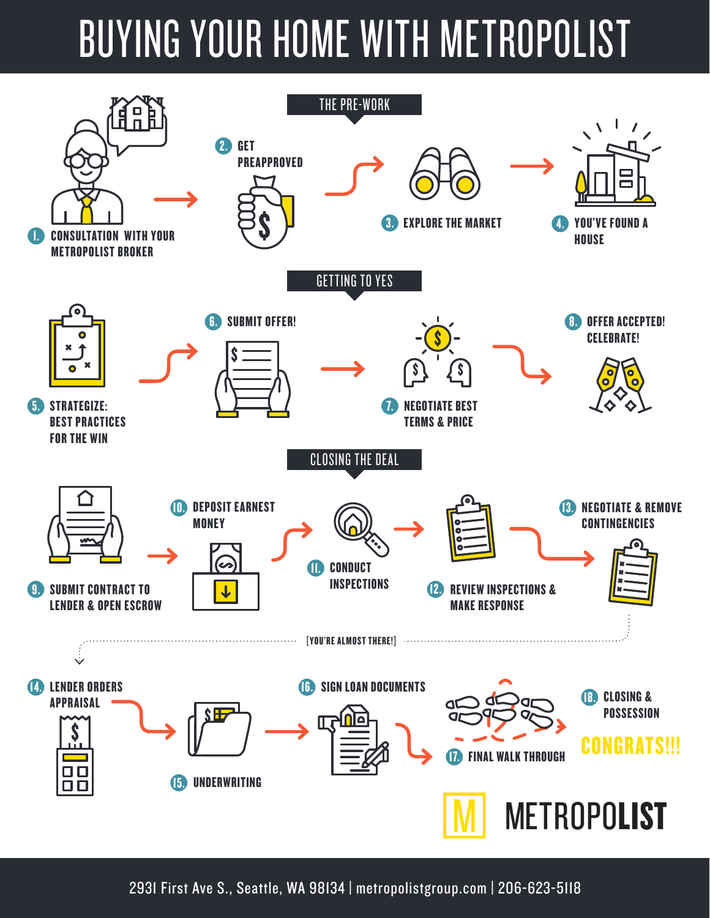# BUYING YOUR HOME WITH METROPOLIST

## THE PRE-WORK

1. CONSULTATION WITH YOUR METROPOLIST BROKER
2. GET PREAPPROVED
3. EXPLORE THE MARKET
4. YOU'VE FOUND A HOUSE

## GETTING TO YES

5. STRATEGIZE: BEST PRACTICES FOR THE WIN
6. SUBMIT OFFER!
7. NEGOTIATE BEST TERMS & PRICE
8. OFFER ACCEPTED! CELEBRATE!

## CLOSING THE DEAL

9. SUBMIT CONTRACT TO LENDER & OPEN ESCROW
10. DEPOSIT EARNEST MONEY
11. CONDUCT INSPECTIONS
12. REVIEW INSPECTIONS & MAKE RESPONSE
13. NEGOTIATE & REMOVE CONTINGENCIES

[YOU'RE ALMOST THERE!]

14. LENDER ORDERS APPRAISAL
15. UNDERWRITING
16. SIGN LOAN DOCUMENTS
17. FINAL WALK THROUGH
18. CLOSING & POSSESSION

**CONGRATS!!!**

M METROPOLIST

2931 First Ave S., Seattle, WA 98134 | metropolistgroup.com | 206-623-5118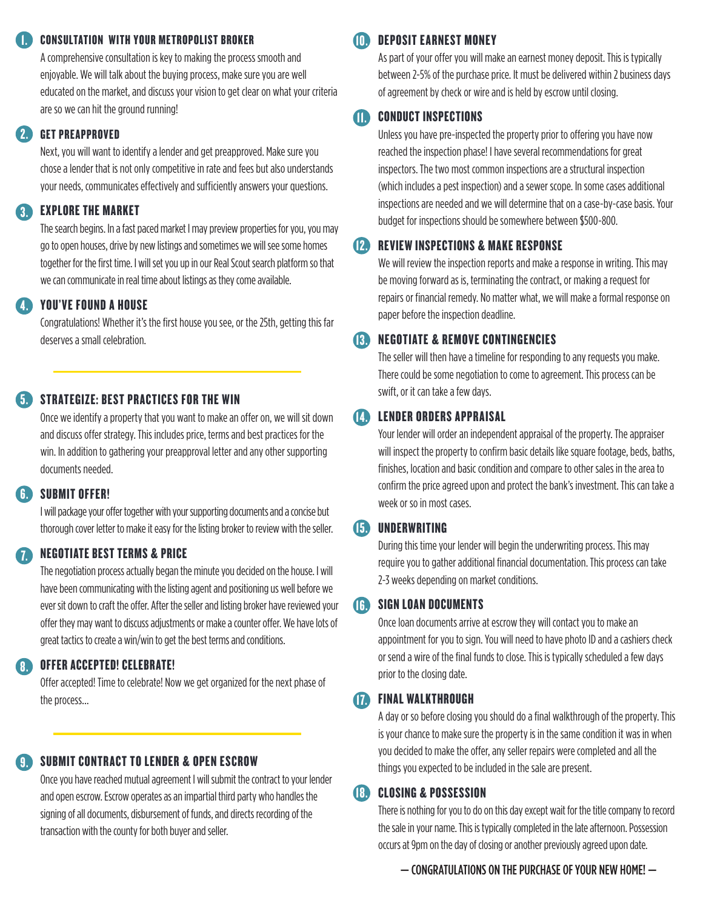## 1. CONSULTATION WITH YOUR METROPOLIST BROKER

A comprehensive consultation is key to making the process smooth and enjoyable. We will talk about the buying process, make sure you are well educated on the market, and discuss your vision to get clear on what your criteria are so we can hit the ground running!

## 2. GET PREAPPROVED

Next, you will want to identify a lender and get preapproved. Make sure you chose a lender that is not only competitive in rate and fees but also understands your needs, communicates effectively and sufficiently answers your questions.

## 3. EXPLORE THE MARKET

The search begins. In a fast paced market I may preview properties for you, you may go to open houses, drive by new listings and sometimes we will see some homes together for the first time. I will set you up in our Real Scout search platform so that we can communicate in real time about listings as they come available.

## 4. YOU'VE FOUND A HOUSE

Congratulations! Whether it's the first house you see, or the 25th, getting this far deserves a small celebration.

---

## 5. STRATEGIZE: BEST PRACTICES FOR THE WIN

Once we identify a property that you want to make an offer on, we will sit down and discuss offer strategy. This includes price, terms and best practices for the win. In addition to gathering your preapproval letter and any other supporting documents needed.

## 6. SUBMIT OFFER!

I will package your offer together with your supporting documents and a concise but thorough cover letter to make it easy for the listing broker to review with the seller.

## 7. NEGOTIATE BEST TERMS & PRICE

The negotiation process actually began the minute you decided on the house. I will have been communicating with the listing agent and positioning us well before we ever sit down to craft the offer. After the seller and listing broker have reviewed your offer they may want to discuss adjustments or make a counter offer. We have lots of great tactics to create a win/win to get the best terms and conditions.

## 8. OFFER ACCEPTED! CELEBRATE!

Offer accepted! Time to celebrate! Now we get organized for the next phase of the process...

---

## 9. SUBMIT CONTRACT TO LENDER & OPEN ESCROW

Once you have reached mutual agreement I will submit the contract to your lender and open escrow. Escrow operates as an impartial third party who handles the signing of all documents, disbursement of funds, and directs recording of the transaction with the county for both buyer and seller.

## 10. DEPOSIT EARNEST MONEY

As part of your offer you will make an earnest money deposit. This is typically between 2-5% of the purchase price. It must be delivered within 2 business days of agreement by check or wire and is held by escrow until closing.

## 11. CONDUCT INSPECTIONS

Unless you have pre-inspected the property prior to offering you have now reached the inspection phase! I have several recommendations for great inspectors. The two most common inspections are a structural inspection (which includes a pest inspection) and a sewer scope. In some cases additional inspections are needed and we will determine that on a case-by-case basis. Your budget for inspections should be somewhere between $500-800.

## 12. REVIEW INSPECTIONS & MAKE RESPONSE

We will review the inspection reports and make a response in writing. This may be moving forward as is, terminating the contract, or making a request for repairs or financial remedy. No matter what, we will make a formal response on paper before the inspection deadline.

## 13. NEGOTIATE & REMOVE CONTINGENCIES

The seller will then have a timeline for responding to any requests you make. There could be some negotiation to come to agreement. This process can be swift, or it can take a few days.

## 14. LENDER ORDERS APPRAISAL

Your lender will order an independent appraisal of the property. The appraiser will inspect the property to confirm basic details like square footage, beds, baths, finishes, location and basic condition and compare to other sales in the area to confirm the price agreed upon and protect the bank's investment. This can take a week or so in most cases.

## 15. UNDERWRITING

During this time your lender will begin the underwriting process. This may require you to gather additional financial documentation. This process can take 2-3 weeks depending on market conditions.

## 16. SIGN LOAN DOCUMENTS

Once loan documents arrive at escrow they will contact you to make an appointment for you to sign. You will need to have photo ID and a cashiers check or send a wire of the final funds to close. This is typically scheduled a few days prior to the closing date.

## 17. FINAL WALKTHROUGH

A day or so before closing you should do a final walkthrough of the property. This is your chance to make sure the property is in the same condition it was in when you decided to make the offer, any seller repairs were completed and all the things you expected to be included in the sale are present.

## 18. CLOSING & POSSESSION

There is nothing for you to do on this day except wait for the title company to record the sale in your name. This is typically completed in the late afternoon. Possession occurs at 9pm on the day of closing or another previously agreed upon date.

— CONGRATULATIONS ON THE PURCHASE OF YOUR NEW HOME! —